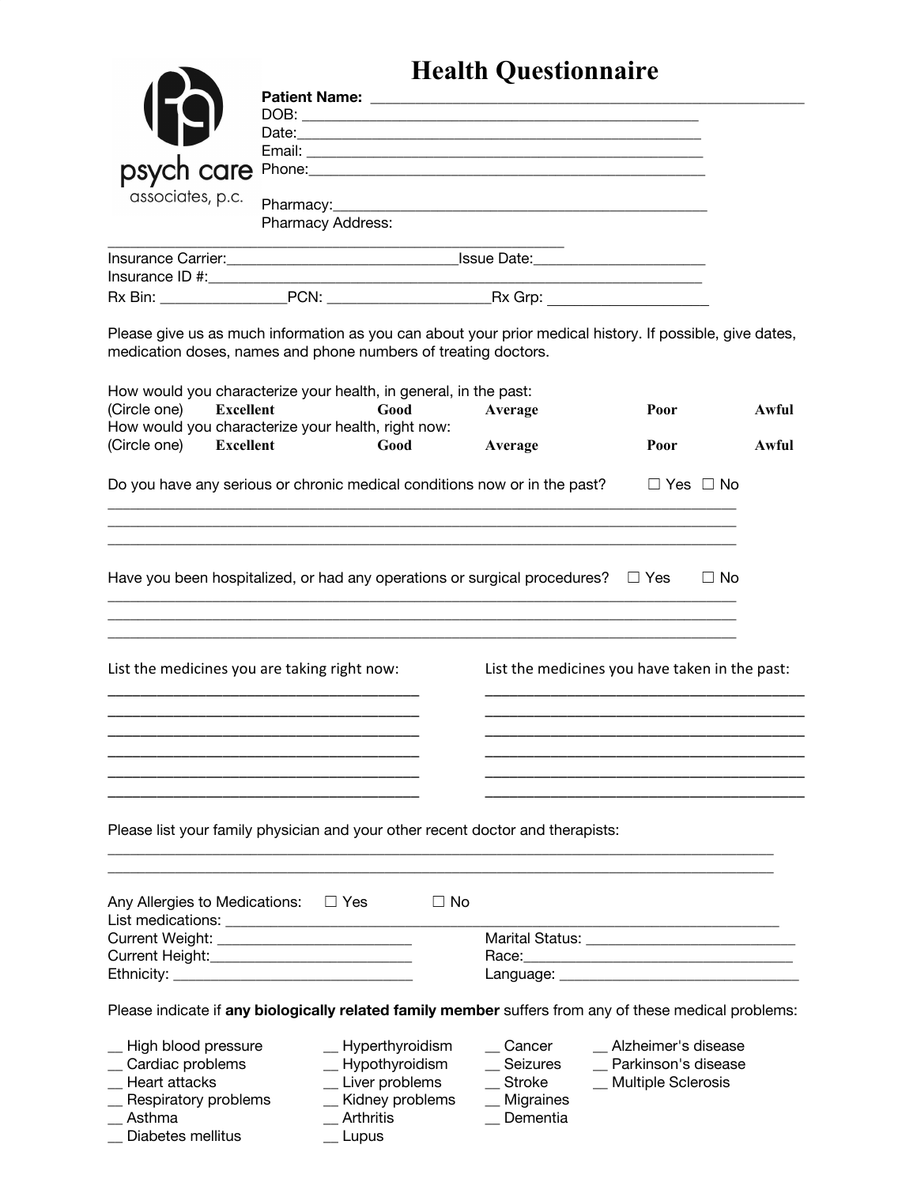# Health Questionnaire

psych care associates, p.c.

**Patient Name:** ______________________________________________

DOB: ______________________________________________

Date:______________________________________________

Email: ______________________________________________

Phone:______________________________________________

Pharmacy:__________________________________________

Pharmacy Address:

______________________________________________________

Insurance Carrier:___________________________Issue Date:____________________

Insurance ID #:_______________________________________________________

Rx Bin: _______________PCN: ___________________Rx Grp: ___________________

Please give us as much information as you can about your prior medical history. If possible, give dates, medication doses, names and phone numbers of treating doctors.

How would you characterize your health, in general, in the past:
(Circle one) **Excellent** **Good** **Average** **Poor** **Awful**

How would you characterize your health, right now:
(Circle one) **Excellent** **Good** **Average** **Poor** **Awful**

Do you have any serious or chronic medical conditions now or in the past? ☐ Yes ☐ No

______________________________________________________________________________

______________________________________________________________________________

______________________________________________________________________________

Have you been hospitalized, or had any operations or surgical procedures? ☐ Yes ☐ No

______________________________________________________________________________

______________________________________________________________________________

______________________________________________________________________________

List the medicines you are taking right now:

____________________________________

____________________________________

____________________________________

____________________________________

____________________________________

____________________________________

List the medicines you have taken in the past:

____________________________________

____________________________________

____________________________________

____________________________________

____________________________________

____________________________________

Please list your family physician and your other recent doctor and therapists:

______________________________________________________________________________

______________________________________________________________________________

Any Allergies to Medications: ☐ Yes ☐ No

List medications: ______________________________________________________________

Current Weight: ______________________ Marital Status: ________________________

Current Height:______________________ Race:___________________________________

Ethnicity: ____________________________ Language: ____________________________

Please indicate if **any biologically related family member** suffers from any of these medical problems:

- __ High blood pressure
- __ Cardiac problems
- __ Heart attacks
- __ Respiratory problems
- __ Asthma
- __ Diabetes mellitus
- __ Hyperthyroidism
- __ Hypothyroidism
- __ Liver problems
- __ Kidney problems
- __ Arthritis
- __ Lupus
- __ Cancer
- __ Seizures
- __ Stroke
- __ Migraines
- __ Dementia
- __ Alzheimer's disease
- __ Parkinson's disease
- __ Multiple Sclerosis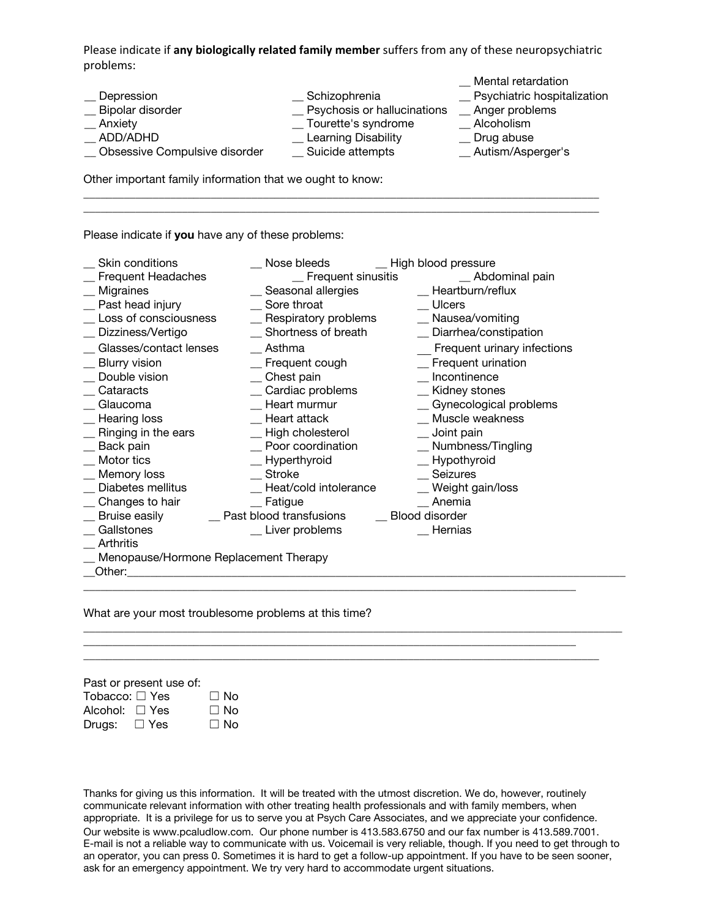Please indicate if **any biologically related family member** suffers from any of these neuropsychiatric problems:

__ Depression
__ Bipolar disorder
__ Anxiety
__ ADD/ADHD
__ Obsessive Compulsive disorder
__ Schizophrenia
__ Psychosis or hallucinations
__ Tourette's syndrome
__ Learning Disability
__ Suicide attempts
__ Mental retardation
__ Psychiatric hospitalization
__ Anger problems
__ Alcoholism
__ Drug abuse
__ Autism/Asperger's

Other important family information that we ought to know:

\_\_\_\_\_\_\_\_\_\_\_\_\_\_\_\_\_\_\_\_\_\_\_\_\_\_\_\_\_\_\_\_\_\_\_\_\_\_\_\_\_\_\_\_\_\_\_\_\_\_\_\_\_\_\_\_\_\_\_\_\_\_\_\_\_\_\_\_\_\_\_\_\_\_\_\_\_\_\_\_

\_\_\_\_\_\_\_\_\_\_\_\_\_\_\_\_\_\_\_\_\_\_\_\_\_\_\_\_\_\_\_\_\_\_\_\_\_\_\_\_\_\_\_\_\_\_\_\_\_\_\_\_\_\_\_\_\_\_\_\_\_\_\_\_\_\_\_\_\_\_\_\_\_\_\_\_\_\_\_\_

Please indicate if **you** have any of these problems:

__ Skin conditions
__ Frequent Headaches
__ Migraines
__ Past head injury
__ Loss of consciousness
__ Dizziness/Vertigo
__ Glasses/contact lenses
__ Blurry vision
__ Double vision
__ Cataracts
__ Glaucoma
__ Hearing loss
__ Ringing in the ears
__ Back pain
__ Motor tics
__ Memory loss
__ Diabetes mellitus
__ Changes to hair
__ Bruise easily
__ Gallstones
__ Arthritis
__ Menopause/Hormone Replacement Therapy
__ Nose bleeds
__ Frequent sinusitis
__ Seasonal allergies
__ Sore throat
__ Respiratory problems
__ Shortness of breath
__ Asthma
__ Frequent cough
__ Chest pain
__ Cardiac problems
__ Heart murmur
__ Heart attack
__ High cholesterol
__ Poor coordination
__ Hyperthyroid
__ Stroke
__ Heat/cold intolerance
__ Fatigue
__ Past blood transfusions
__ Liver problems
__ High blood pressure
__ Abdominal pain
__ Heartburn/reflux
__ Ulcers
__ Nausea/vomiting
__ Diarrhea/constipation
__ Frequent urinary infections
__ Frequent urination
__ Incontinence
__ Kidney stones
__ Gynecological problems
__ Muscle weakness
__ Joint pain
__ Numbness/Tingling
__ Hypothyroid
__ Seizures
__ Weight gain/loss
__ Anemia
__ Blood disorder
__ Hernias
__Other:\_\_\_\_\_\_\_\_\_\_\_\_\_\_\_\_\_\_\_\_\_\_\_\_\_\_\_\_\_\_\_\_\_\_\_\_\_\_\_\_\_\_\_\_\_\_\_\_\_\_\_\_\_\_\_\_\_\_\_\_\_\_\_\_\_\_\_\_\_\_\_\_\_\_

\_\_\_\_\_\_\_\_\_\_\_\_\_\_\_\_\_\_\_\_\_\_\_\_\_\_\_\_\_\_\_\_\_\_\_\_\_\_\_\_\_\_\_\_\_\_\_\_\_\_\_\_\_\_\_\_\_\_\_\_\_\_\_\_\_\_\_\_\_\_\_\_\_\_\_\_\_\_\_\_

What are your most troublesome problems at this time?

\_\_\_\_\_\_\_\_\_\_\_\_\_\_\_\_\_\_\_\_\_\_\_\_\_\_\_\_\_\_\_\_\_\_\_\_\_\_\_\_\_\_\_\_\_\_\_\_\_\_\_\_\_\_\_\_\_\_\_\_\_\_\_\_\_\_\_\_\_\_\_\_\_\_\_\_\_\_\_\_

\_\_\_\_\_\_\_\_\_\_\_\_\_\_\_\_\_\_\_\_\_\_\_\_\_\_\_\_\_\_\_\_\_\_\_\_\_\_\_\_\_\_\_\_\_\_\_\_\_\_\_\_\_\_\_\_\_\_\_\_\_\_\_\_\_\_\_\_\_\_\_\_\_\_\_\_\_\_\_\_

\_\_\_\_\_\_\_\_\_\_\_\_\_\_\_\_\_\_\_\_\_\_\_\_\_\_\_\_\_\_\_\_\_\_\_\_\_\_\_\_\_\_\_\_\_\_\_\_\_\_\_\_\_\_\_\_\_\_\_\_\_\_\_\_\_\_\_\_\_\_\_\_\_\_\_\_\_\_\_\_

Past or present use of:

Tobacco: ☐ Yes ☐ No
Alcohol: ☐ Yes ☐ No
Drugs: ☐ Yes ☐ No

Thanks for giving us this information. It will be treated with the utmost discretion. We do, however, routinely communicate relevant information with other treating health professionals and with family members, when appropriate. It is a privilege for us to serve you at Psych Care Associates, and we appreciate your confidence. Our website is www.pcaludlow.com. Our phone number is 413.583.6750 and our fax number is 413.589.7001. E-mail is not a reliable way to communicate with us. Voicemail is very reliable, though. If you need to get through to an operator, you can press 0. Sometimes it is hard to get a follow-up appointment. If you have to be seen sooner, ask for an emergency appointment. We try very hard to accommodate urgent situations.